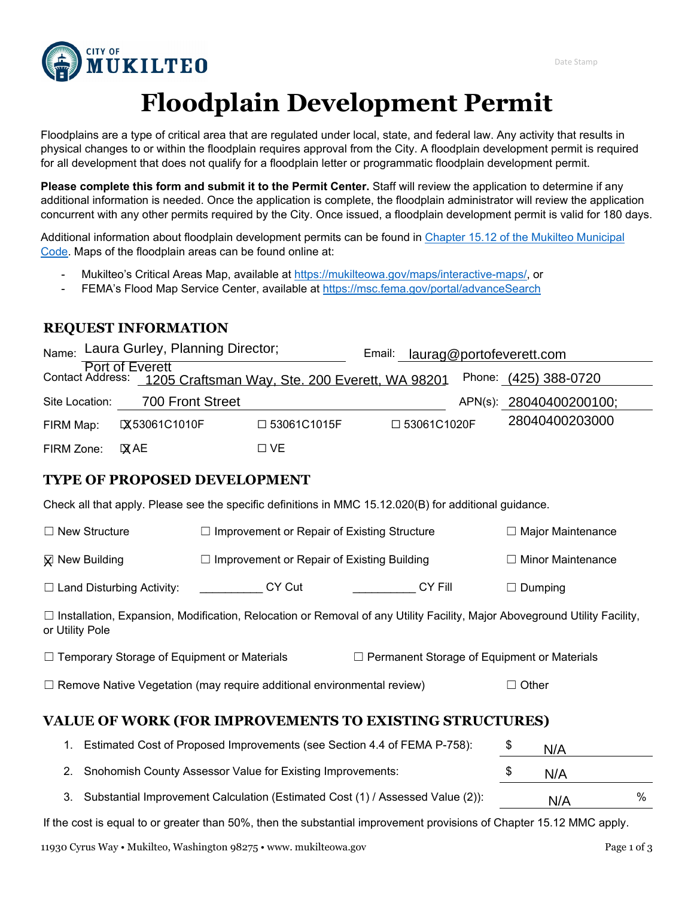CITY OF **MUKILTEO**

Date Stamp

# Floodplain Development Permit

Floodplains are a type of critical area that are regulated under local, state, and federal law. Any activity that results in physical changes to or within the floodplain requires approval from the City. A floodplain development permit is required for all development that does not qualify for a floodplain letter or programmatic floodplain development permit.

**Please complete this form and submit it to the Permit Center.** Staff will review the application to determine if any additional information is needed. Once the application is complete, the floodplain administrator will review the application concurrent with any other permits required by the City. Once issued, a floodplain development permit is valid for 180 days.

Additional information about floodplain development permits can be found in Chapter 15.12 of the Mukilteo Municipal Code. Maps of the floodplain areas can be found online at:

- Mukilteo's Critical Areas Map, available at https://mukilteowa.gov/maps/interactive-maps/, or
- FEMA's Flood Map Service Center, available at https://msc.fema.gov/portal/advanceSearch

## REQUEST INFORMATION

Name: Laura Gurley, Planning Director; Port of Everett

Email: laurag@portofeverett.com

Contact Address: 1205 Craftsman Way, Ste. 200 Everett, WA 98201

Phone: (425) 388-0720

Site Location: 700 Front Street

APN(s): 28040400200100; 28040400203000

FIRM Map: ☒ 53061C1010F ☐ 53061C1015F ☐ 53061C1020F

FIRM Zone: ☒ AE ☐ VE

## TYPE OF PROPOSED DEVELOPMENT

Check all that apply. Please see the specific definitions in MMC 15.12.020(B) for additional guidance.

☐ New Structure ☐ Improvement or Repair of Existing Structure ☐ Major Maintenance

☒ New Building ☐ Improvement or Repair of Existing Building ☐ Minor Maintenance

☐ Land Disturbing Activity: __________ CY Cut __________ CY Fill ☐ Dumping

☐ Installation, Expansion, Modification, Relocation or Removal of any Utility Facility, Major Aboveground Utility Facility, or Utility Pole

☐ Temporary Storage of Equipment or Materials ☐ Permanent Storage of Equipment or Materials

☐ Remove Native Vegetation (may require additional environmental review) ☐ Other

## VALUE OF WORK (FOR IMPROVEMENTS TO EXISTING STRUCTURES)

1. Estimated Cost of Proposed Improvements (see Section 4.4 of FEMA P-758): $ N/A
2. Snohomish County Assessor Value for Existing Improvements: $ N/A
3. Substantial Improvement Calculation (Estimated Cost (1) / Assessed Value (2)): N/A %

If the cost is equal to or greater than 50%, then the substantial improvement provisions of Chapter 15.12 MMC apply.

11930 Cyrus Way • Mukilteo, Washington 98275 • www. mukilteowa.gov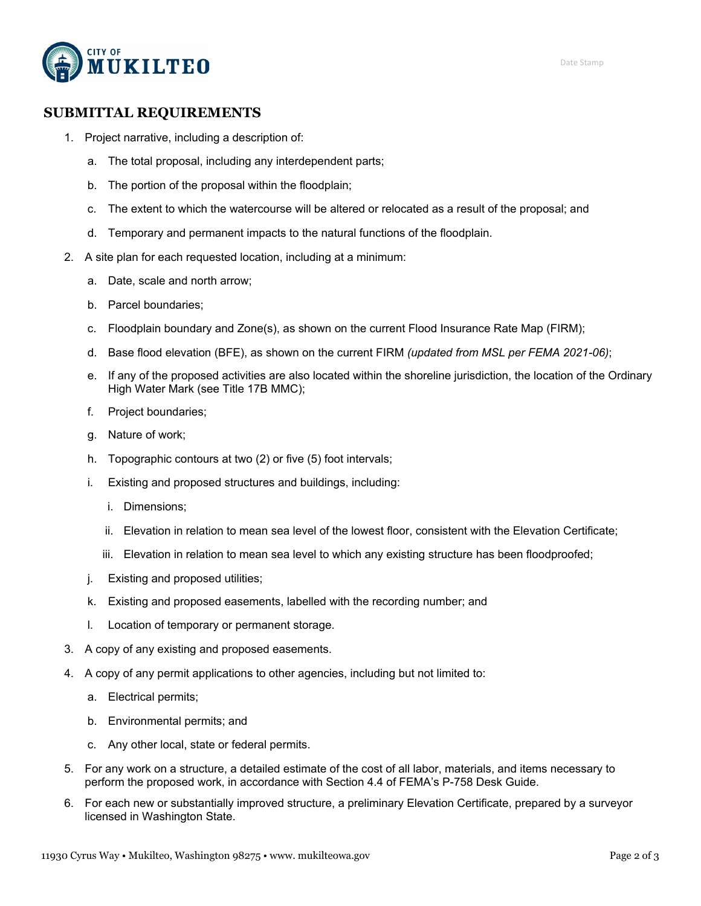## SUBMITTAL REQUIREMENTS

1. Project narrative, including a description of:
   a. The total proposal, including any interdependent parts;
   b. The portion of the proposal within the floodplain;
   c. The extent to which the watercourse will be altered or relocated as a result of the proposal; and
   d. Temporary and permanent impacts to the natural functions of the floodplain.
2. A site plan for each requested location, including at a minimum:
   a. Date, scale and north arrow;
   b. Parcel boundaries;
   c. Floodplain boundary and Zone(s), as shown on the current Flood Insurance Rate Map (FIRM);
   d. Base flood elevation (BFE), as shown on the current FIRM *(updated from MSL per FEMA 2021-06)*;
   e. If any of the proposed activities are also located within the shoreline jurisdiction, the location of the Ordinary High Water Mark (see Title 17B MMC);
   f. Project boundaries;
   g. Nature of work;
   h. Topographic contours at two (2) or five (5) foot intervals;
   i. Existing and proposed structures and buildings, including:
      i. Dimensions;
      ii. Elevation in relation to mean sea level of the lowest floor, consistent with the Elevation Certificate;
      iii. Elevation in relation to mean sea level to which any existing structure has been floodproofed;
   j. Existing and proposed utilities;
   k. Existing and proposed easements, labelled with the recording number; and
   l. Location of temporary or permanent storage.
3. A copy of any existing and proposed easements.
4. A copy of any permit applications to other agencies, including but not limited to:
   a. Electrical permits;
   b. Environmental permits; and
   c. Any other local, state or federal permits.
5. For any work on a structure, a detailed estimate of the cost of all labor, materials, and items necessary to perform the proposed work, in accordance with Section 4.4 of FEMA's P-758 Desk Guide.
6. For each new or substantially improved structure, a preliminary Elevation Certificate, prepared by a surveyor licensed in Washington State.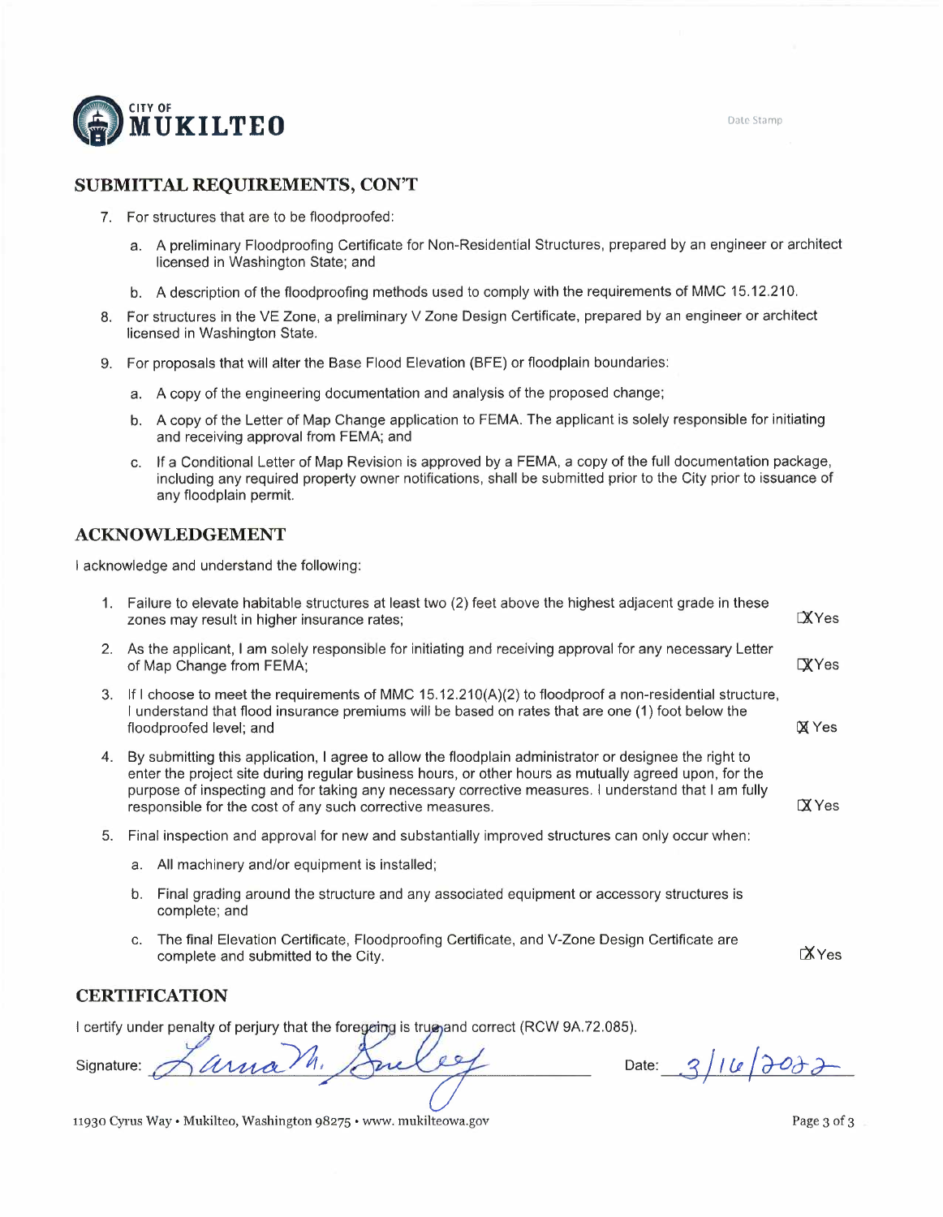CITY OF MUKILTEO

Date Stamp

## SUBMITTAL REQUIREMENTS, CON'T

7. For structures that are to be floodproofed:
   a. A preliminary Floodproofing Certificate for Non-Residential Structures, prepared by an engineer or architect licensed in Washington State; and
   b. A description of the floodproofing methods used to comply with the requirements of MMC 15.12.210.
8. For structures in the VE Zone, a preliminary V Zone Design Certificate, prepared by an engineer or architect licensed in Washington State.
9. For proposals that will alter the Base Flood Elevation (BFE) or floodplain boundaries:
   a. A copy of the engineering documentation and analysis of the proposed change;
   b. A copy of the Letter of Map Change application to FEMA. The applicant is solely responsible for initiating and receiving approval from FEMA; and
   c. If a Conditional Letter of Map Revision is approved by a FEMA, a copy of the full documentation package, including any required property owner notifications, shall be submitted prior to the City prior to issuance of any floodplain permit.

## ACKNOWLEDGEMENT

I acknowledge and understand the following:

1. Failure to elevate habitable structures at least two (2) feet above the highest adjacent grade in these zones may result in higher insurance rates; ☒ Yes
2. As the applicant, I am solely responsible for initiating and receiving approval for any necessary Letter of Map Change from FEMA; ☒ Yes
3. If I choose to meet the requirements of MMC 15.12.210(A)(2) to floodproof a non-residential structure, I understand that flood insurance premiums will be based on rates that are one (1) foot below the floodproofed level; and ☒ Yes
4. By submitting this application, I agree to allow the floodplain administrator or designee the right to enter the project site during regular business hours, or other hours as mutually agreed upon, for the purpose of inspecting and for taking any necessary corrective measures. I understand that I am fully responsible for the cost of any such corrective measures. ☒ Yes
5. Final inspection and approval for new and substantially improved structures can only occur when:
   a. All machinery and/or equipment is installed;
   b. Final grading around the structure and any associated equipment or accessory structures is complete; and
   c. The final Elevation Certificate, Floodproofing Certificate, and V-Zone Design Certificate are complete and submitted to the City. ☒ Yes

## CERTIFICATION

I certify under penalty of perjury that the foregoing is true and correct (RCW 9A.72.085).

Signature: *Laura M. Sneley* Date: 3/16/2022

11930 Cyrus Way • Mukilteo, Washington 98275 • www. mukilteowa.gov